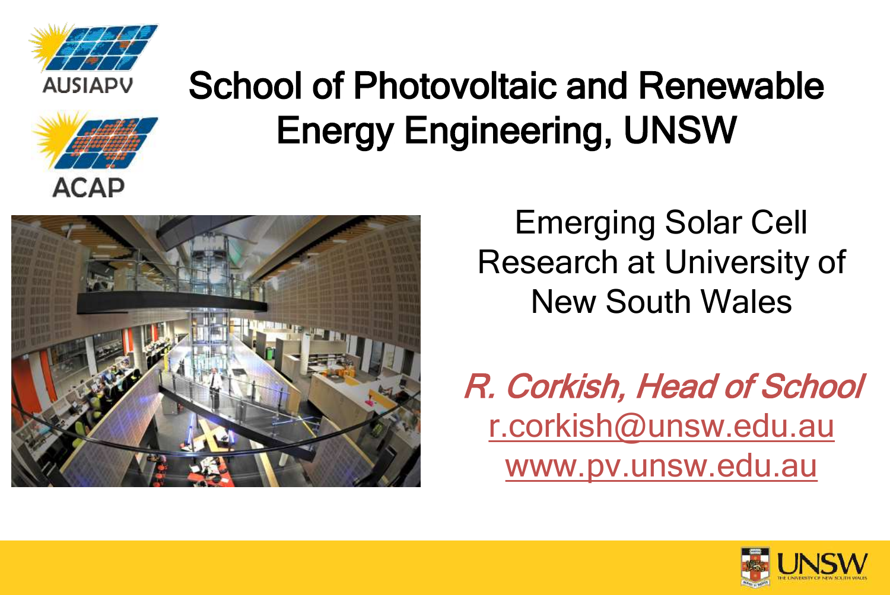AUSIAPV

ACAP

# School of Photovoltaic and Renewable Energy Engineering, UNSW

## Emerging Solar Cell Research at University of New South Wales

*R. Corkish, Head of School*

r.corkish@unsw.edu.au

www.pv.unsw.edu.au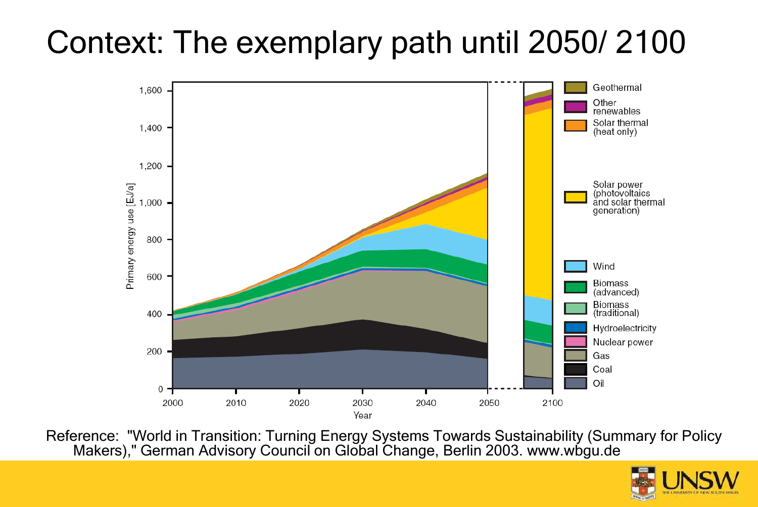# Context: The exemplary path until 2050/ 2100

Reference: "World in Transition: Turning Energy Systems Towards Sustainability (Summary for Policy Makers)," German Advisory Council on Global Change, Berlin 2003. www.wbgu.de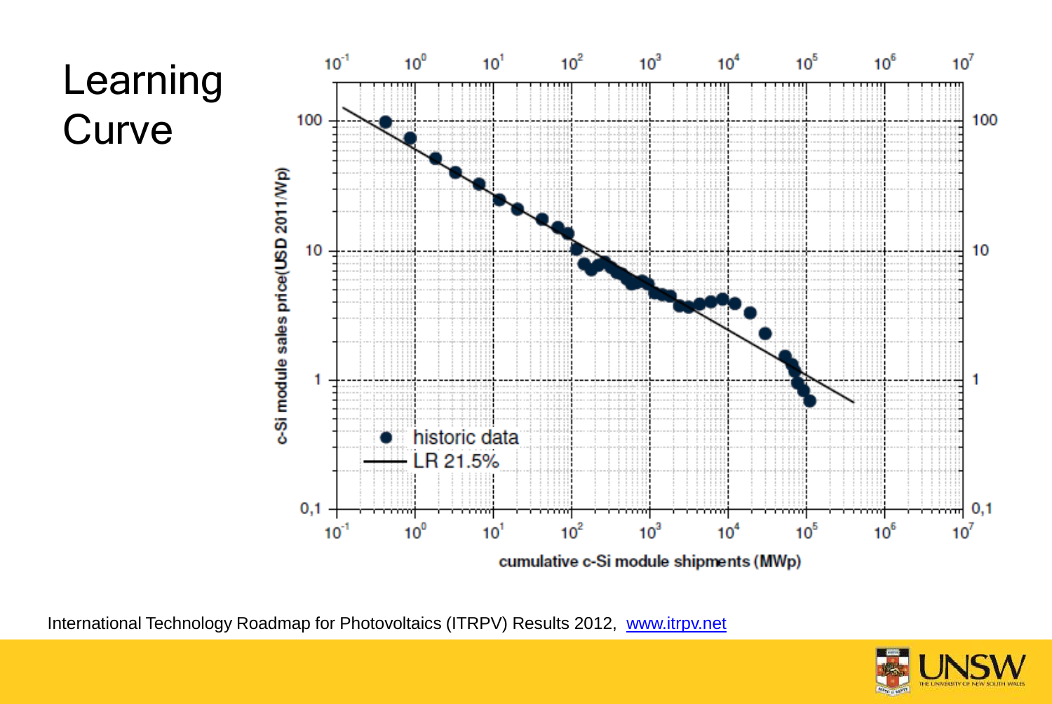# Learning Curve

International Technology Roadmap for Photovoltaics (ITRPV) Results 2012, www.itrpv.net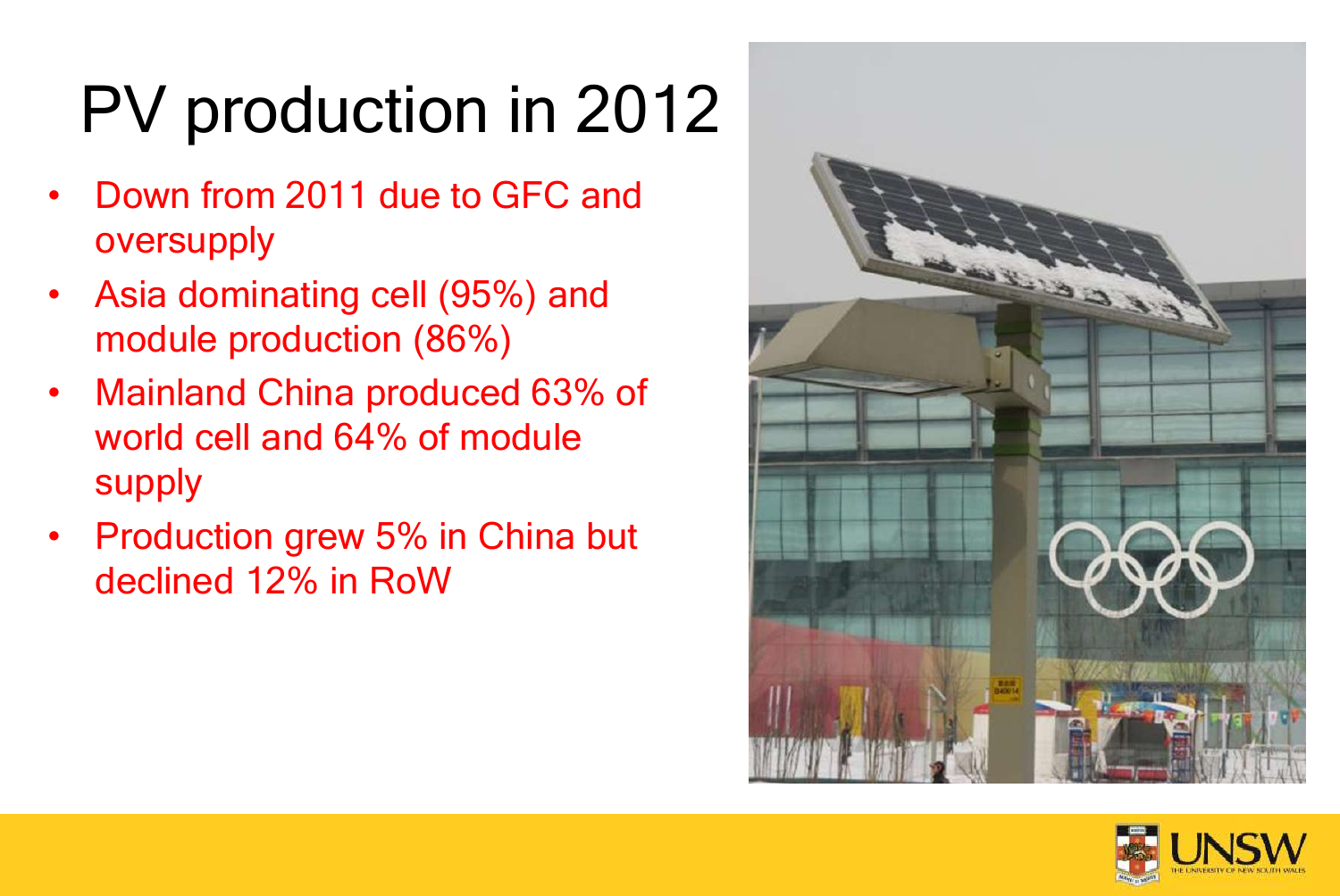# PV production in 2012

- Down from 2011 due to GFC and oversupply
- Asia dominating cell (95%) and module production (86%)
- Mainland China produced 63% of world cell and 64% of module supply
- Production grew 5% in China but declined 12% in RoW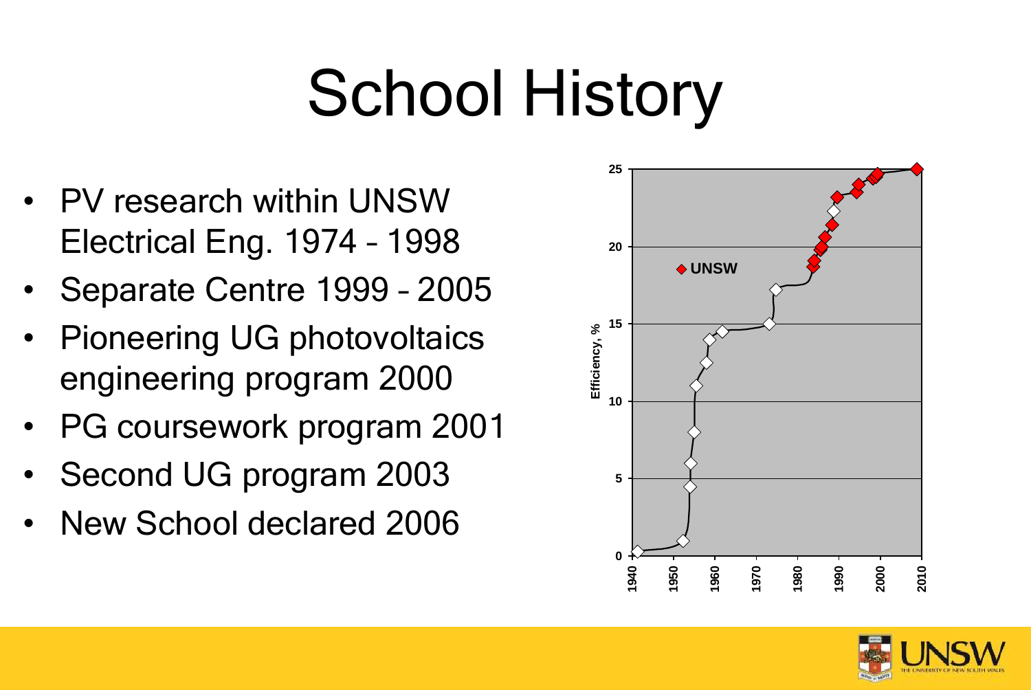# School History

- PV research within UNSW Electrical Eng. 1974 – 1998
- Separate Centre 1999 – 2005
- Pioneering UG photovoltaics engineering program 2000
- PG coursework program 2001
- Second UG program 2003
- New School declared 2006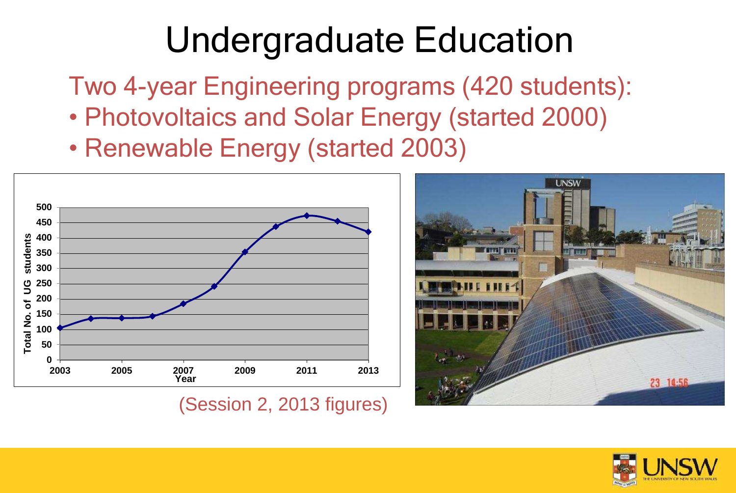# Undergraduate Education

Two 4-year Engineering programs (420 students):

- Photovoltaics and Solar Energy (started 2000)
- Renewable Energy (started 2003)

(Session 2, 2013 figures)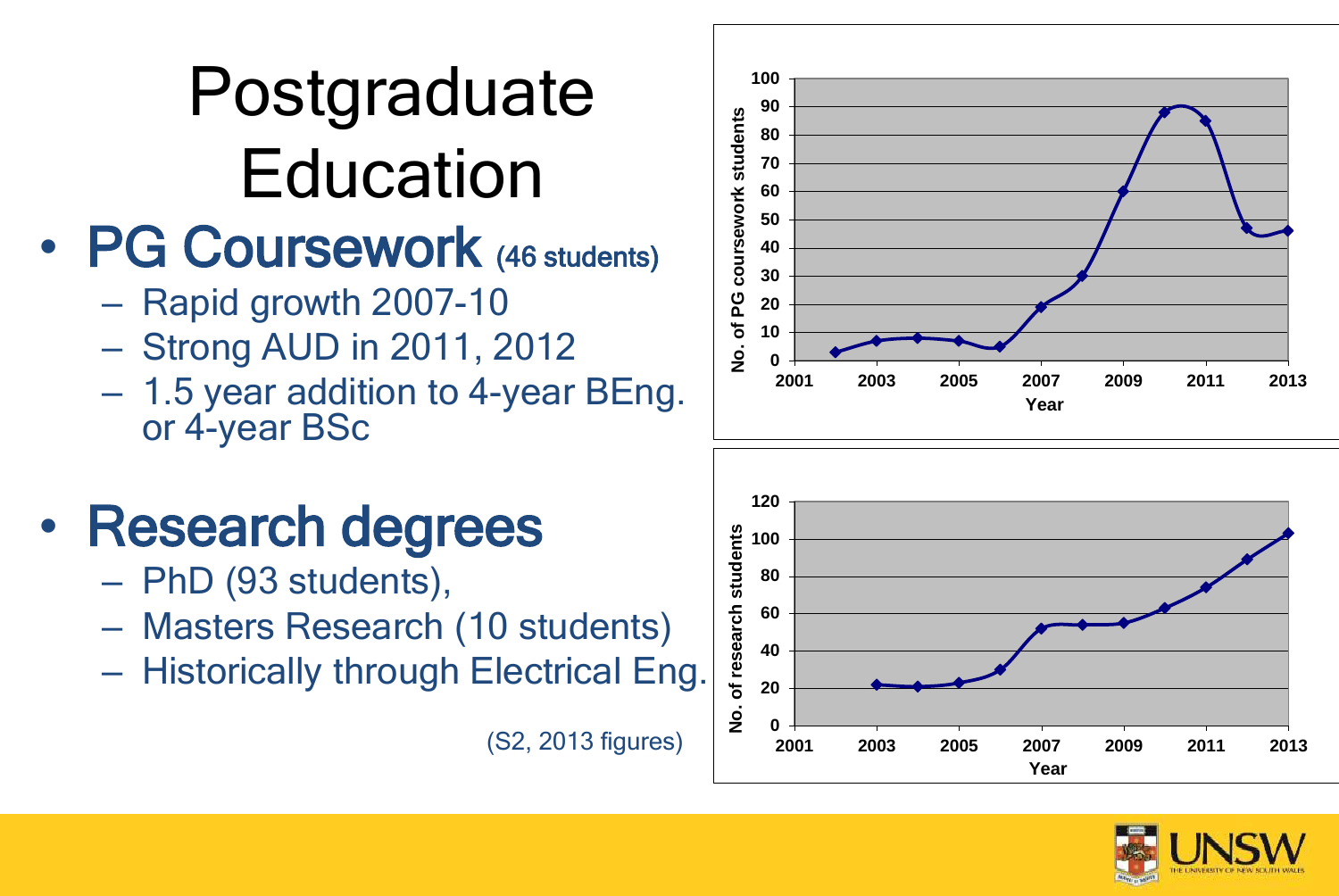# Postgraduate Education

- **PG Coursework** (46 students)
  - Rapid growth 2007-10
  - Strong AUD in 2011, 2012
  - 1.5 year addition to 4-year BEng. or 4-year BSc

- **Research degrees**
  - PhD (93 students),
  - Masters Research (10 students)
  - Historically through Electrical Eng.

(S2, 2013 figures)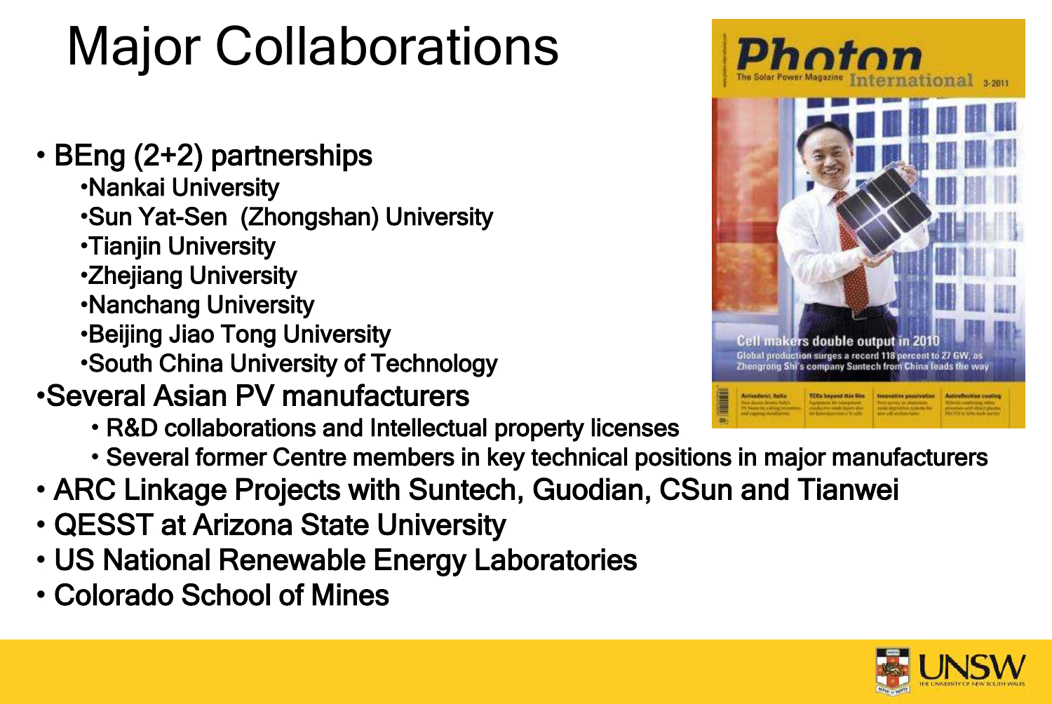# Major Collaborations

- BEng (2+2) partnerships
  - Nankai University
  - Sun Yat-Sen (Zhongshan) University
  - Tianjin University
  - Zhejiang University
  - Nanchang University
  - Beijing Jiao Tong University
  - South China University of Technology
- Several Asian PV manufacturers
  - R&D collaborations and Intellectual property licenses
  - Several former Centre members in key technical positions in major manufacturers
- ARC Linkage Projects with Suntech, Guodian, CSun and Tianwei
- QESST at Arizona State University
- US National Renewable Energy Laboratories
- Colorado School of Mines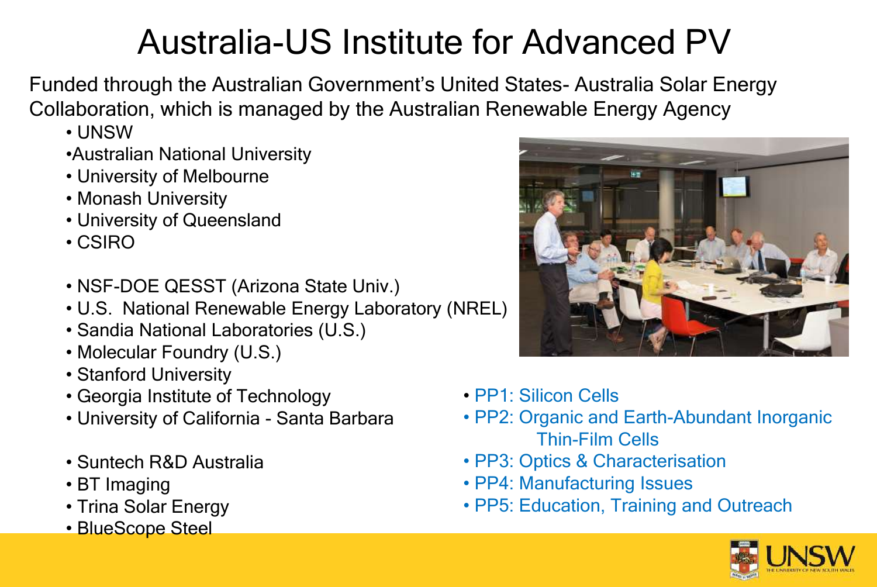# Australia-US Institute for Advanced PV

Funded through the Australian Government's United States- Australia Solar Energy Collaboration, which is managed by the Australian Renewable Energy Agency

- UNSW
- Australian National University
- University of Melbourne
- Monash University
- University of Queensland
- CSIRO

- NSF-DOE QESST (Arizona State Univ.)
- U.S. National Renewable Energy Laboratory (NREL)
- Sandia National Laboratories (U.S.)
- Molecular Foundry (U.S.)
- Stanford University
- Georgia Institute of Technology
- University of California - Santa Barbara

- Suntech R&D Australia
- BT Imaging
- Trina Solar Energy
- BlueScope Steel

- PP1: Silicon Cells
- PP2: Organic and Earth-Abundant Inorganic Thin-Film Cells
- PP3: Optics & Characterisation
- PP4: Manufacturing Issues
- PP5: Education, Training and Outreach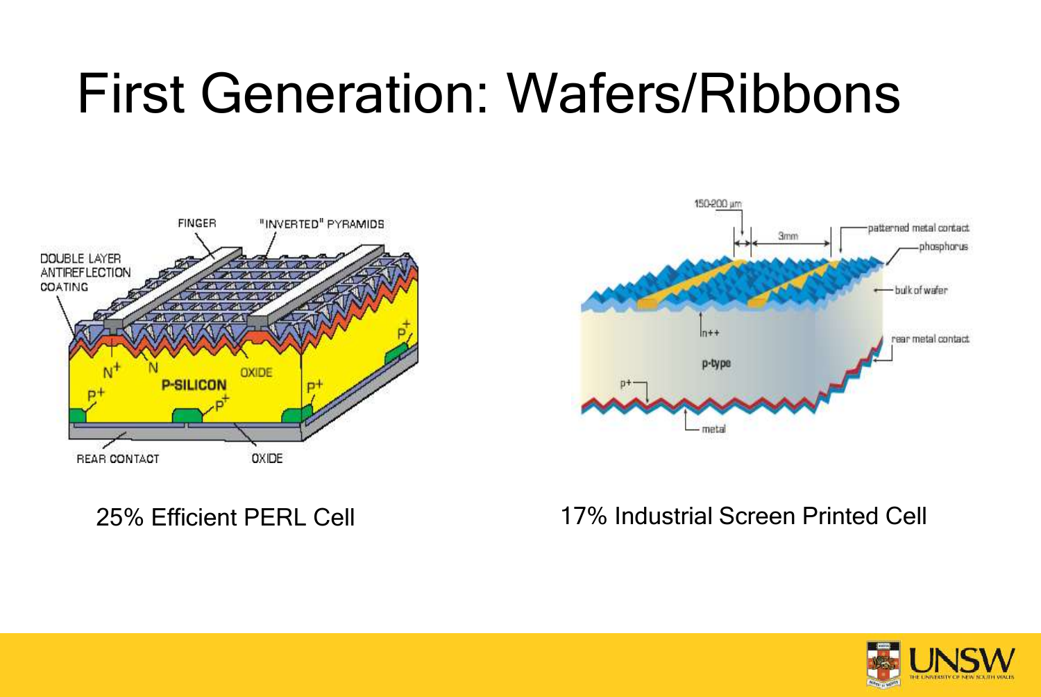# First Generation: Wafers/Ribbons

25% Efficient PERL Cell

17% Industrial Screen Printed Cell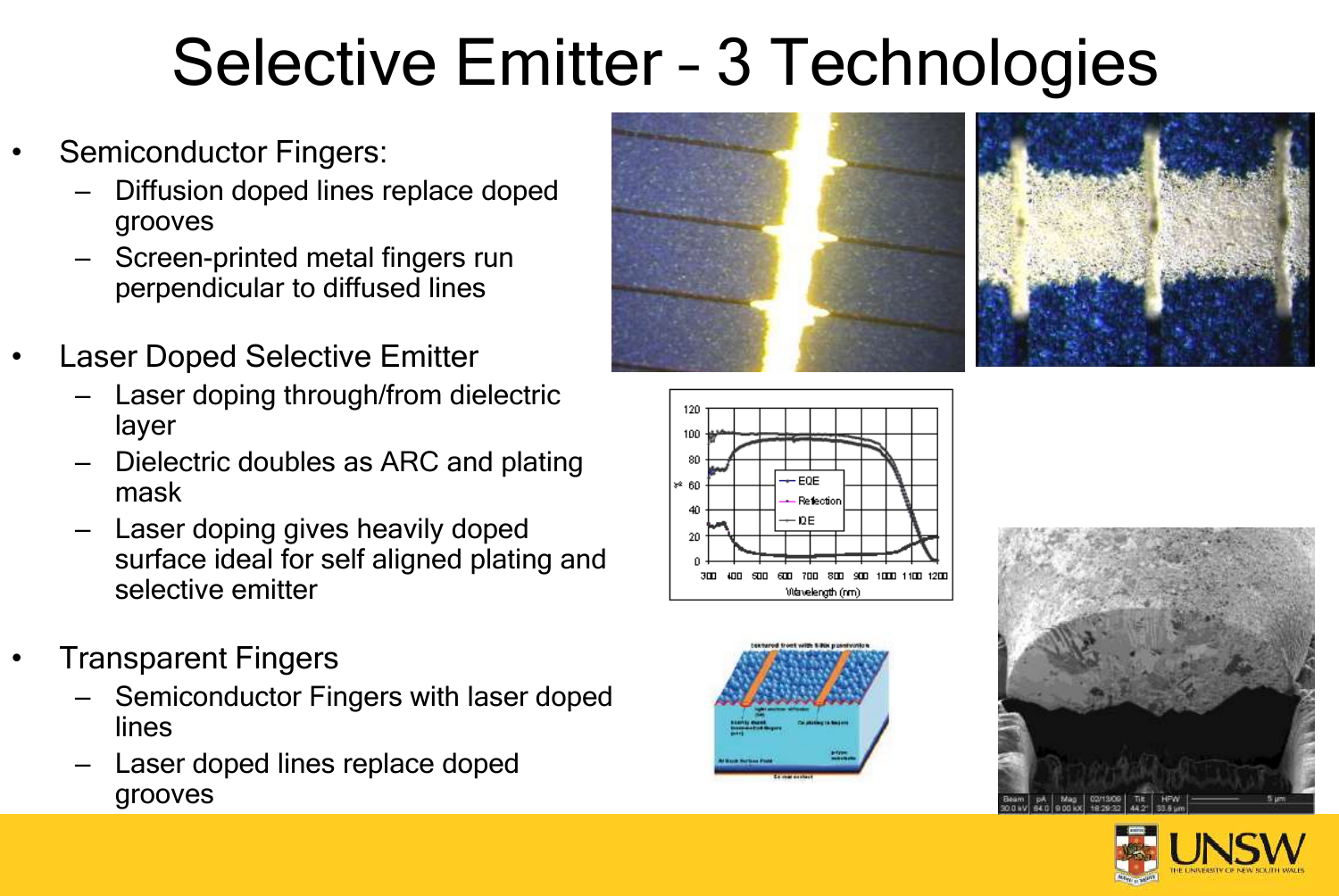# Selective Emitter – 3 Technologies

- Semiconductor Fingers:
  - Diffusion doped lines replace doped grooves
  - Screen-printed metal fingers run perpendicular to diffused lines
- Laser Doped Selective Emitter
  - Laser doping through/from dielectric layer
  - Dielectric doubles as ARC and plating mask
  - Laser doping gives heavily doped surface ideal for self aligned plating and selective emitter
- Transparent Fingers
  - Semiconductor Fingers with laser doped lines
  - Laser doped lines replace doped grooves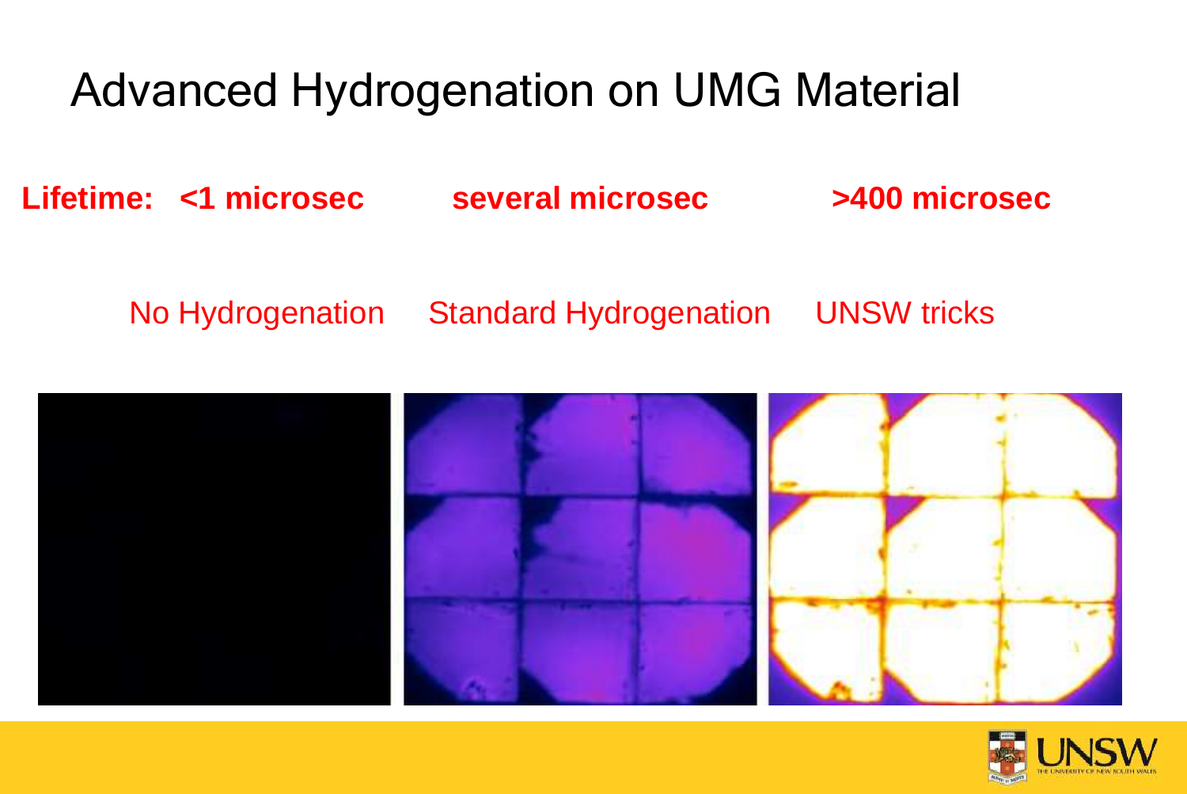# Advanced Hydrogenation on UMG Material

| Lifetime: | <1 microsec | several microsec | >400 microsec |
| --- | --- | --- | --- |
| | No Hydrogenation | Standard Hydrogenation | UNSW tricks |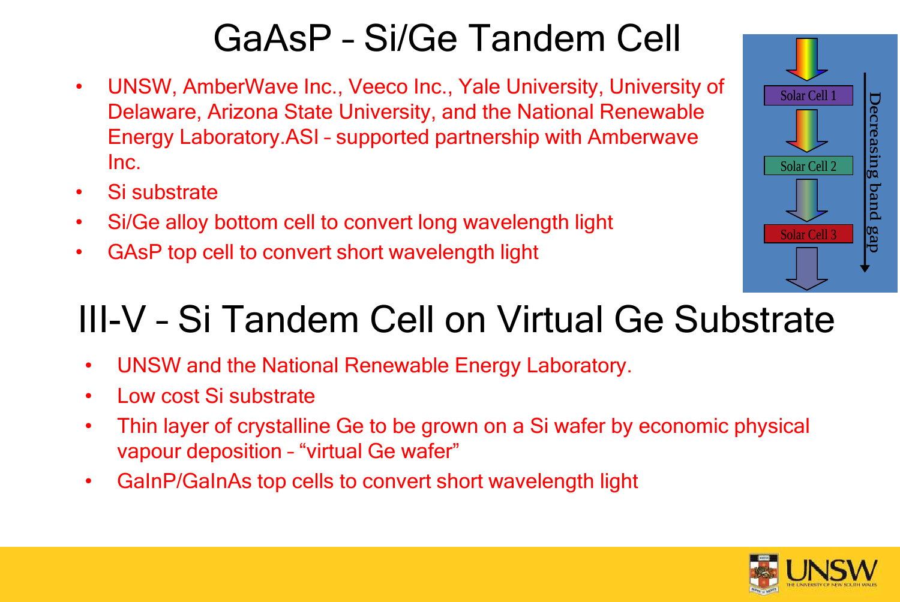# GaAsP – Si/Ge Tandem Cell

- UNSW, AmberWave Inc., Veeco Inc., Yale University, University of Delaware, Arizona State University, and the National Renewable Energy Laboratory.ASI – supported partnership with Amberwave Inc.
- Si substrate
- Si/Ge alloy bottom cell to convert long wavelength light
- GAsP top cell to convert short wavelength light

Solar Cell 1

Solar Cell 2

Solar Cell 3

Decreasing band gap

# III-V – Si Tandem Cell on Virtual Ge Substrate

- UNSW and the National Renewable Energy Laboratory.
- Low cost Si substrate
- Thin layer of crystalline Ge to be grown on a Si wafer by economic physical vapour deposition – "virtual Ge wafer"
- GaInP/GaInAs top cells to convert short wavelength light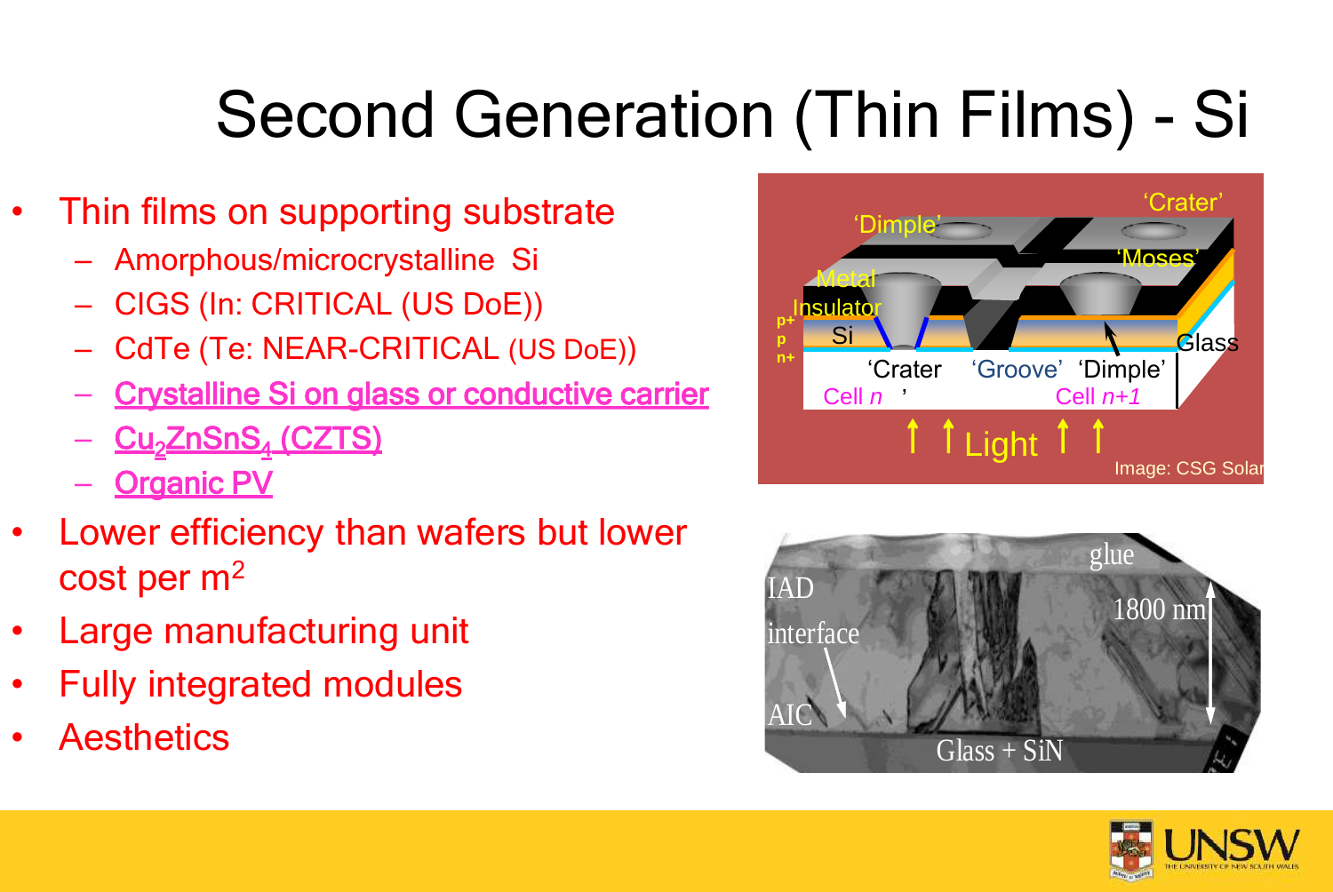# Second Generation (Thin Films) - Si

- Thin films on supporting substrate
  - Amorphous/microcrystalline Si
  - CIGS (In: CRITICAL (US DoE))
  - CdTe (Te: NEAR-CRITICAL (US DoE))
  - Crystalline Si on glass or conductive carrier
  - $Cu_2ZnSnS_4$ (CZTS)
  - Organic PV
- Lower efficiency than wafers but lower cost per $m^2$
- Large manufacturing unit
- Fully integrated modules
- Aesthetics

Image: CSG Solar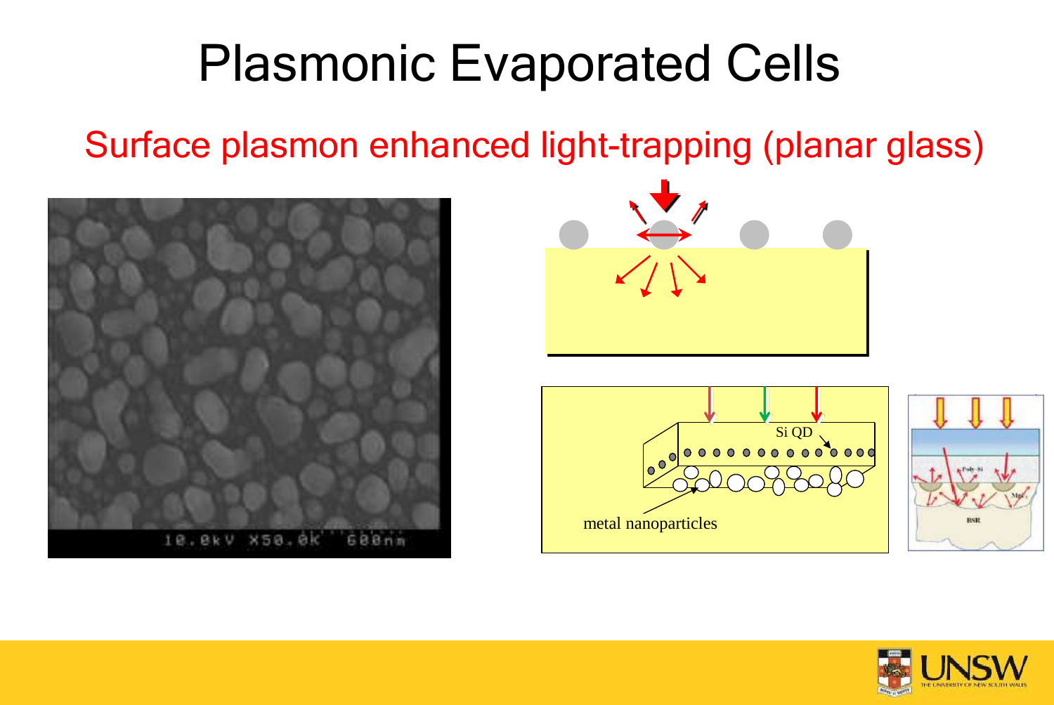# Plasmonic Evaporated Cells

## Surface plasmon enhanced light-trapping (planar glass)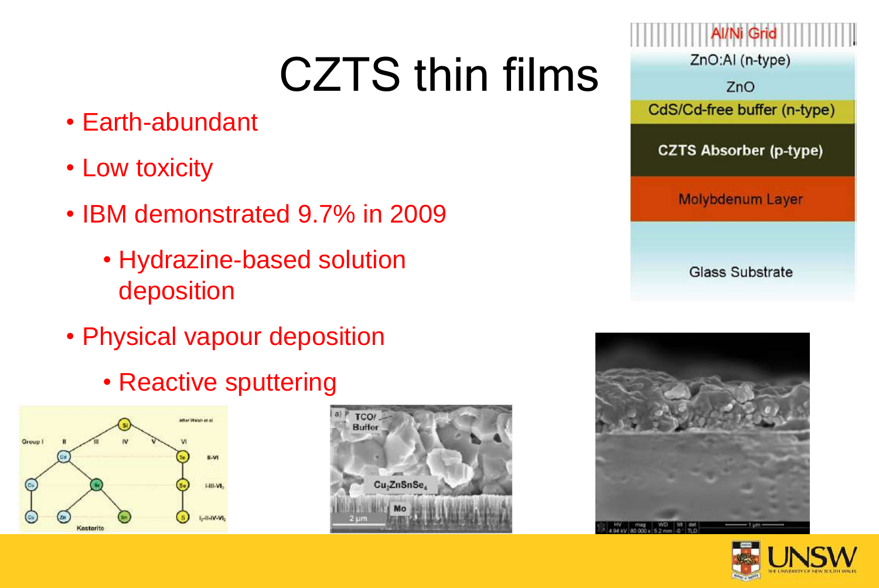# CZTS thin films

- Earth-abundant
- Low toxicity
- IBM demonstrated 9.7% in 2009
  - Hydrazine-based solution deposition
- Physical vapour deposition
  - Reactive sputtering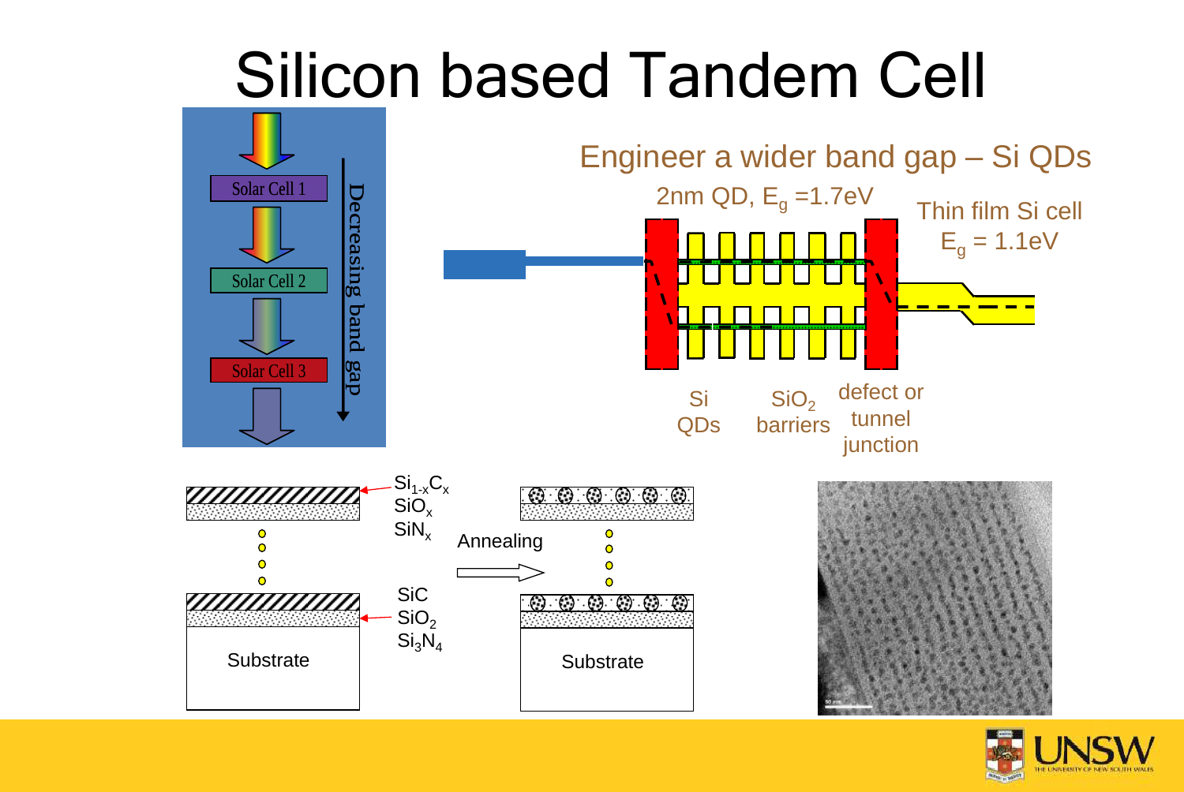# Silicon based Tandem Cell

Solar Cell 1

Solar Cell 2

Solar Cell 3

Decreasing band gap

## Engineer a wider band gap – Si QDs

2nm QD, $E_g$ =1.7eV

Thin film Si cell $E_g$ = 1.1eV

Si QDs

$SiO_2$ barriers

defect or tunnel junction

$Si_{1-x}C_x$
$SiO_x$
$SiN_x$

Annealing

$SiC$
$SiO_2$
$Si_3N_4$

Substrate

Substrate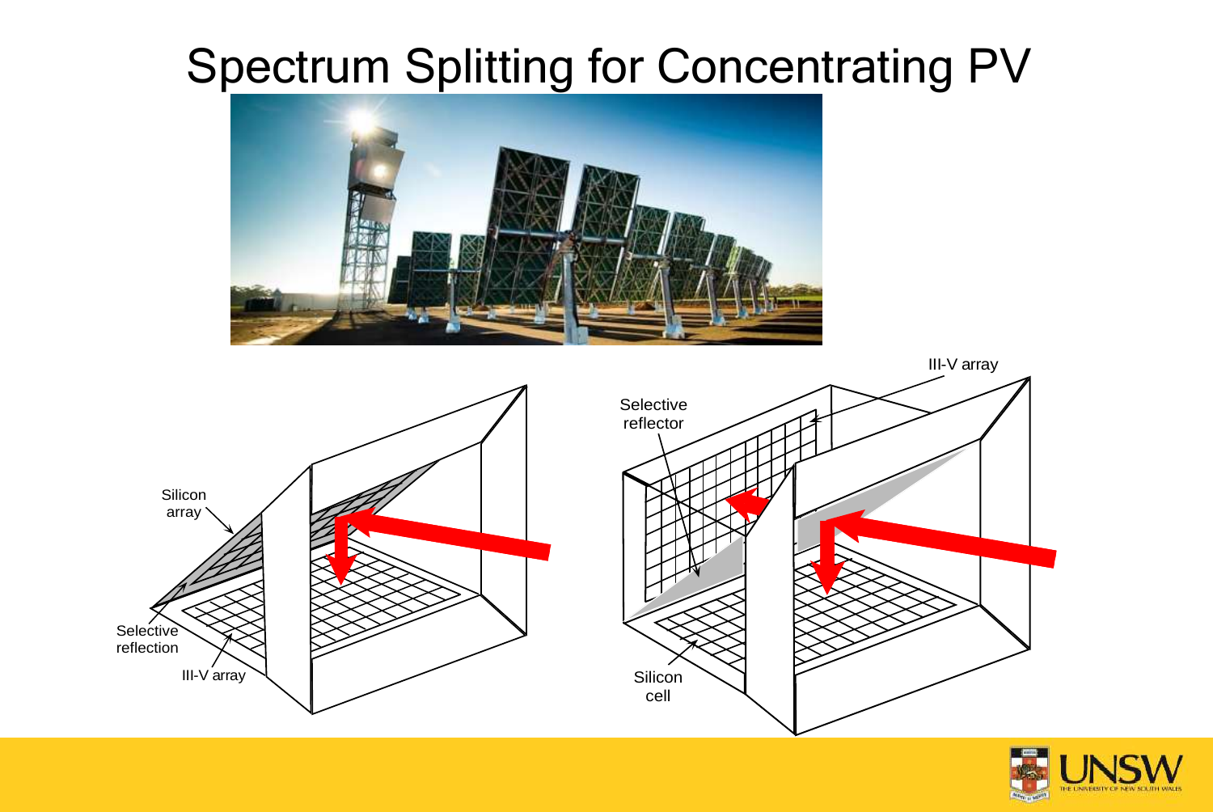# Spectrum Splitting for Concentrating PV

Silicon array

Selective reflection

III-V array

Selective reflector

III-V array

Silicon cell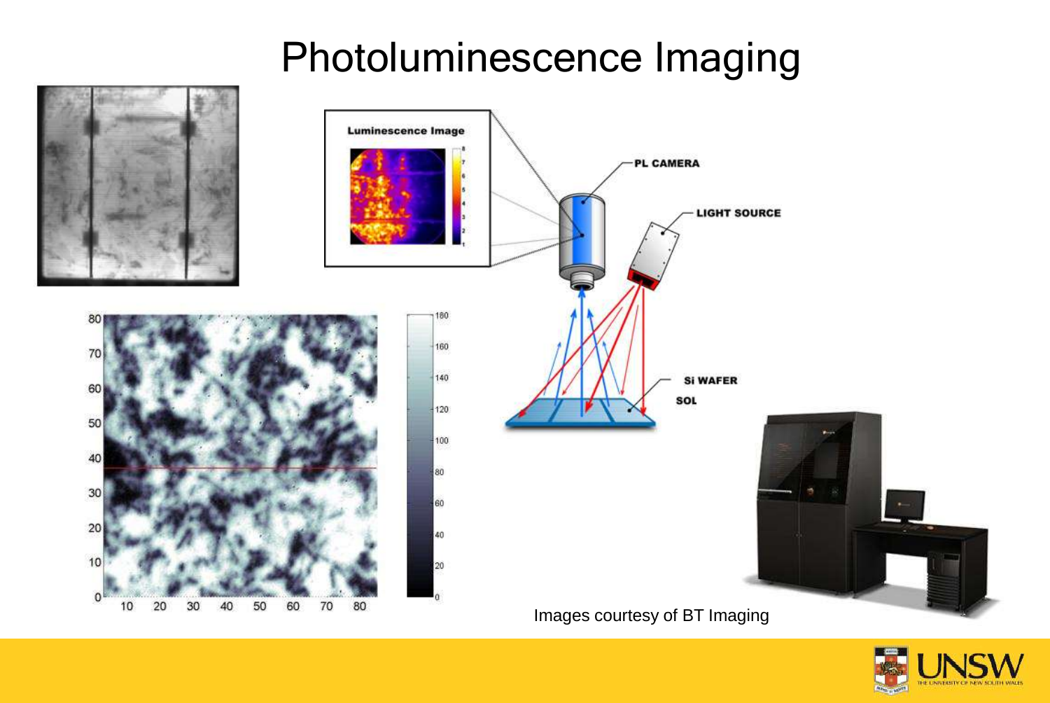# Photoluminescence Imaging

Images courtesy of BT Imaging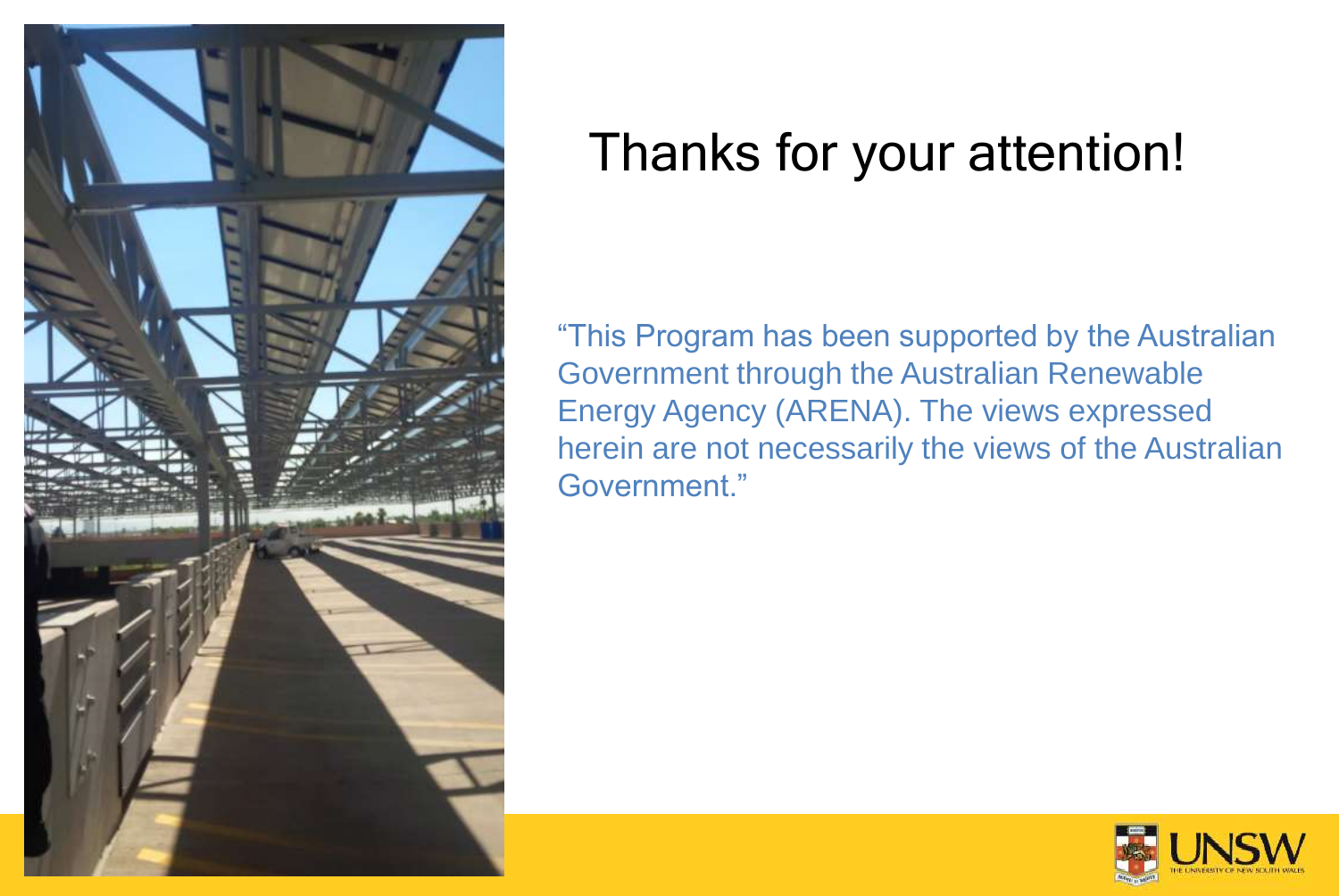# Thanks for your attention!

"This Program has been supported by the Australian Government through the Australian Renewable Energy Agency (ARENA). The views expressed herein are not necessarily the views of the Australian Government."